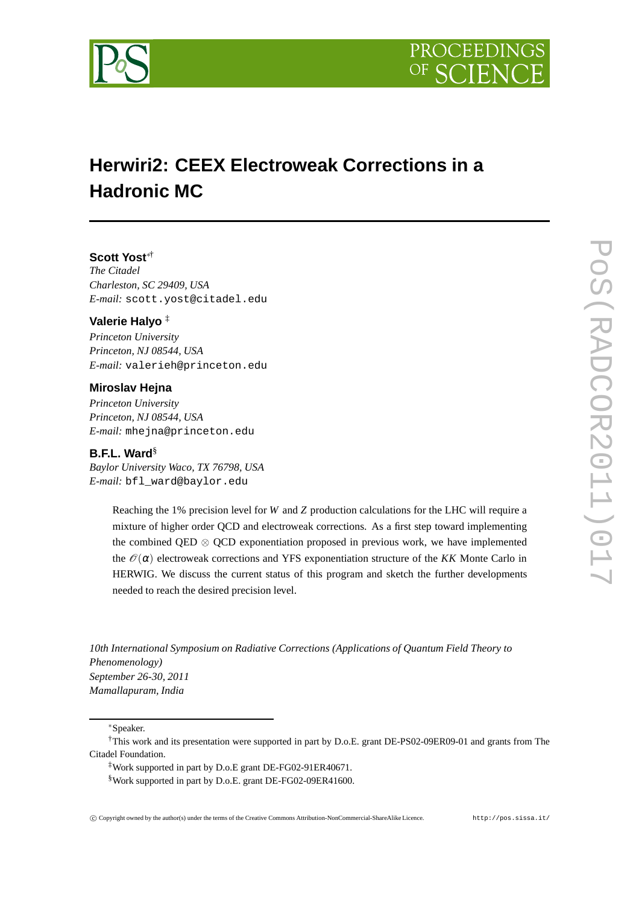# Herwiri2: CEEX Electroweak Corrections in a Hadronic MC

**Scott Yost**[∗†]
*The Citadel*
*Charleston, SC 29409, USA*
*E-mail:* scott.yost@citadel.edu

**Valerie Halyo** [‡]
*Princeton University*
*Princeton, NJ 08544, USA*
*E-mail:* valerieh@princeton.edu

**Miroslav Hejna**
*Princeton University*
*Princeton, NJ 08544, USA*
*E-mail:* mhejna@princeton.edu

**B.F.L. Ward**[§]
*Baylor University Waco, TX 76798, USA*
*E-mail:* bfl_ward@baylor.edu

Reaching the 1% precision level for $W$ and $Z$ production calculations for the LHC will require a mixture of higher order QCD and electroweak corrections. As a first step toward implementing the combined QED $\otimes$ QCD exponentiation proposed in previous work, we have implemented the $\mathcal{O}(\alpha)$ electroweak corrections and YFS exponentiation structure of the *KK* Monte Carlo in HERWIG. We discuss the current status of this program and sketch the further developments needed to reach the desired precision level.

*10th International Symposium on Radiative Corrections (Applications of Quantum Field Theory to Phenomenology)*
*September 26-30, 2011*
*Mamallapuram, India*

---

[∗]Speaker.

[†]This work and its presentation were supported in part by D.o.E. grant DE-PS02-09ER09-01 and grants from The Citadel Foundation.

[‡]Work supported in part by D.o.E grant DE-FG02-91ER40671.

[§]Work supported in part by D.o.E. grant DE-FG02-09ER41600.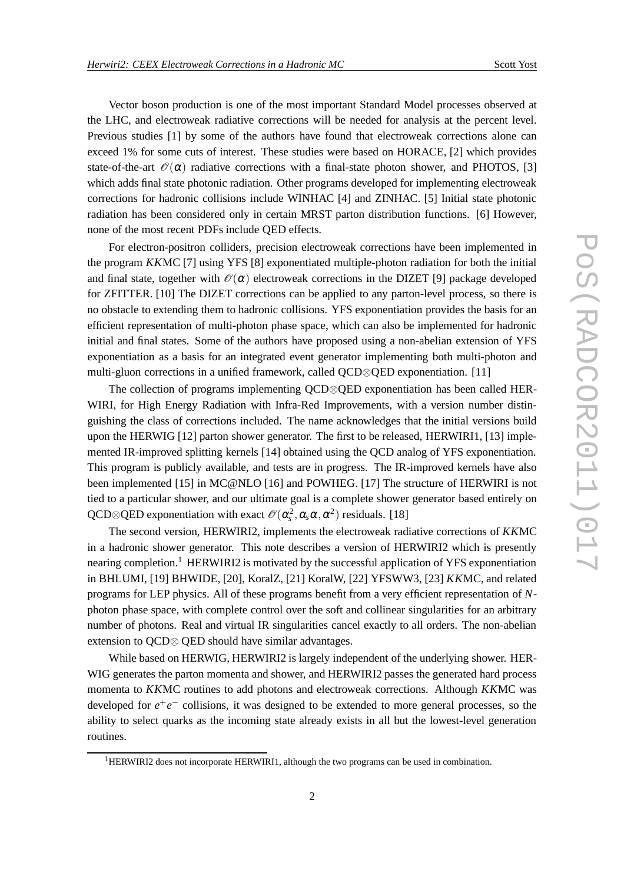Vector boson production is one of the most important Standard Model processes observed at the LHC, and electroweak radiative corrections will be needed for analysis at the percent level. Previous studies [1] by some of the authors have found that electroweak corrections alone can exceed 1% for some cuts of interest. These studies were based on HORACE, [2] which provides state-of-the-art $\mathcal{O}(\alpha)$ radiative corrections with a final-state photon shower, and PHOTOS, [3] which adds final state photonic radiation. Other programs developed for implementing electroweak corrections for hadronic collisions include WINHAC [4] and ZINHAC. [5] Initial state photonic radiation has been considered only in certain MRST parton distribution functions. [6] However, none of the most recent PDFs include QED effects.

For electron-positron colliders, precision electroweak corrections have been implemented in the program *KK*MC [7] using YFS [8] exponentiated multiple-photon radiation for both the initial and final state, together with $\mathcal{O}(\alpha)$ electroweak corrections in the DIZET [9] package developed for ZFITTER. [10] The DIZET corrections can be applied to any parton-level process, so there is no obstacle to extending them to hadronic collisions. YFS exponentiation provides the basis for an efficient representation of multi-photon phase space, which can also be implemented for hadronic initial and final states. Some of the authors have proposed using a non-abelian extension of YFS exponentiation as a basis for an integrated event generator implementing both multi-photon and multi-gluon corrections in a unified framework, called QCD$\otimes$QED exponentiation. [11]

The collection of programs implementing QCD$\otimes$QED exponentiation has been called HERWIRI, for High Energy Radiation with Infra-Red Improvements, with a version number distinguishing the class of corrections included. The name acknowledges that the initial versions build upon the HERWIG [12] parton shower generator. The first to be released, HERWIRI1, [13] implemented IR-improved splitting kernels [14] obtained using the QCD analog of YFS exponentiation. This program is publicly available, and tests are in progress. The IR-improved kernels have also been implemented [15] in MC@NLO [16] and POWHEG. [17] The structure of HERWIRI is not tied to a particular shower, and our ultimate goal is a complete shower generator based entirely on QCD$\otimes$QED exponentiation with exact $\mathcal{O}(\alpha_s^2, \alpha_s\alpha, \alpha^2)$ residuals. [18]

The second version, HERWIRI2, implements the electroweak radiative corrections of *KK*MC in a hadronic shower generator. This note describes a version of HERWIRI2 which is presently nearing completion.[1] HERWIRI2 is motivated by the successful application of YFS exponentiation in BHLUMI, [19] BHWIDE, [20], KoralZ, [21] KoralW, [22] YFSWW3, [23] *KK*MC, and related programs for LEP physics. All of these programs benefit from a very efficient representation of $N$-photon phase space, with complete control over the soft and collinear singularities for an arbitrary number of photons. Real and virtual IR singularities cancel exactly to all orders. The non-abelian extension to QCD$\otimes$ QED should have similar advantages.

While based on HERWIG, HERWIRI2 is largely independent of the underlying shower. HERWIG generates the parton momenta and shower, and HERWIRI2 passes the generated hard process momenta to *KK*MC routines to add photons and electroweak corrections. Although *KK*MC was developed for $e^+e^-$ collisions, it was designed to be extended to more general processes, so the ability to select quarks as the incoming state already exists in all but the lowest-level generation routines.

[1] HERWIRI2 does not incorporate HERWIRI1, although the two programs can be used in combination.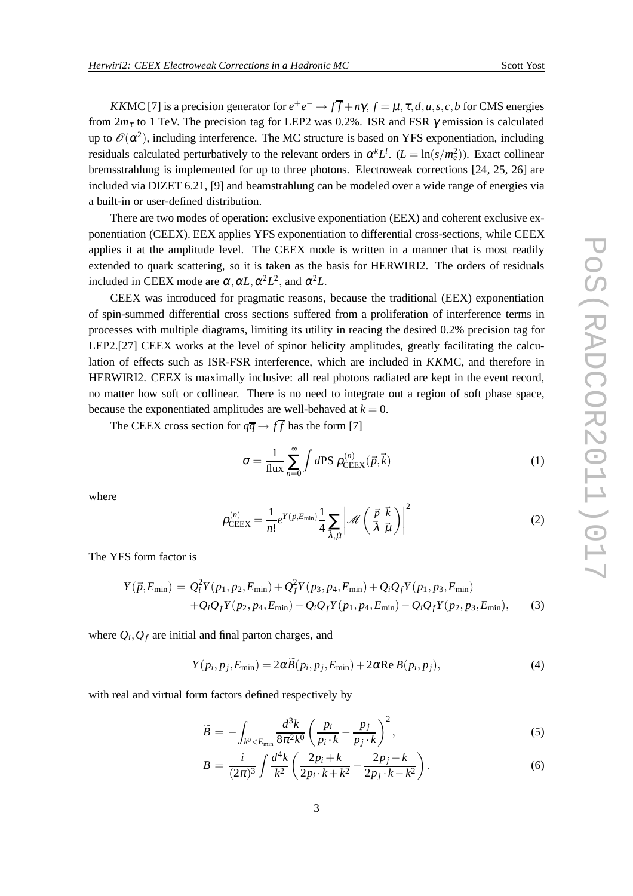*KK*MC [7] is a precision generator for $e^+e^- \to f\overline{f} + n\gamma$, $f = \mu, \tau, d, u, s, c, b$ for CMS energies from $2m_\tau$ to 1 TeV. The precision tag for LEP2 was 0.2%. ISR and FSR $\gamma$ emission is calculated up to $\mathscr{O}(\alpha^2)$, including interference. The MC structure is based on YFS exponentiation, including residuals calculated perturbatively to the relevant orders in $\alpha^k L^l$. ($L = \ln(s/m_e^2)$). Exact collinear bremsstrahlung is implemented for up to three photons. Electroweak corrections [24, 25, 26] are included via DIZET 6.21, [9] and beamstrahlung can be modeled over a wide range of energies via a built-in or user-defined distribution.

There are two modes of operation: exclusive exponentiation (EEX) and coherent exclusive exponentiation (CEEX). EEX applies YFS exponentiation to differential cross-sections, while CEEX applies it at the amplitude level. The CEEX mode is written in a manner that is most readily extended to quark scattering, so it is taken as the basis for HERWIRI2. The orders of residuals included in CEEX mode are $\alpha, \alpha L, \alpha^2 L^2$, and $\alpha^2 L$.

CEEX was introduced for pragmatic reasons, because the traditional (EEX) exponentiation of spin-summed differential cross sections suffered from a proliferation of interference terms in processes with multiple diagrams, limiting its utility in reacing the desired 0.2% precision tag for LEP2.[27] CEEX works at the level of spinor helicity amplitudes, greatly facilitating the calculation of effects such as ISR-FSR interference, which are included in *KK*MC, and therefore in HERWIRI2. CEEX is maximally inclusive: all real photons radiated are kept in the event record, no matter how soft or collinear. There is no need to integrate out a region of soft phase space, because the exponentiated amplitudes are well-behaved at $k = 0$.

The CEEX cross section for $q\overline{q} \to f\overline{f}$ has the form [7]

$$\sigma = \frac{1}{\text{flux}} \sum_{n=0}^{\infty} \int d\text{PS}\; \rho_{\text{CEEX}}^{(n)}(\vec{p}, \vec{k}) \tag{1}$$

where

$$\rho_{\text{CEEX}}^{(n)} = \frac{1}{n!} e^{Y(\vec{p}, E_{\min})} \frac{1}{4} \sum_{\vec{\lambda}, \vec{\mu}} \left| \mathscr{M}\begin{pmatrix} \vec{p} & \vec{k} \\ \vec{\lambda} & \vec{\mu} \end{pmatrix} \right|^2 \tag{2}$$

The YFS form factor is

$$\begin{aligned} Y(\vec{p}, E_{\min}) = {} & Q_i^2 Y(p_1, p_2, E_{\min}) + Q_f^2 Y(p_3, p_4, E_{\min}) + Q_i Q_f Y(p_1, p_3, E_{\min}) \\ & + Q_i Q_f Y(p_2, p_4, E_{\min}) - Q_i Q_f Y(p_1, p_4, E_{\min}) - Q_i Q_f Y(p_2, p_3, E_{\min}), \end{aligned} \tag{3}$$

where $Q_i, Q_f$ are initial and final parton charges, and

$$Y(p_i, p_j, E_{\min}) = 2\alpha \widetilde{B}(p_i, p_j, E_{\min}) + 2\alpha \text{Re}\, B(p_i, p_j), \tag{4}$$

with real and virtual form factors defined respectively by

$$\widetilde{B} = -\int_{k^0 < E_{\min}} \frac{d^3k}{8\pi^2 k^0} \left( \frac{p_i}{p_i \cdot k} - \frac{p_j}{p_j \cdot k} \right)^2, \tag{5}$$

$$B = \frac{i}{(2\pi)^3} \int \frac{d^4k}{k^2} \left( \frac{2p_i + k}{2p_i \cdot k + k^2} - \frac{2p_j - k}{2p_j \cdot k - k^2} \right). \tag{6}$$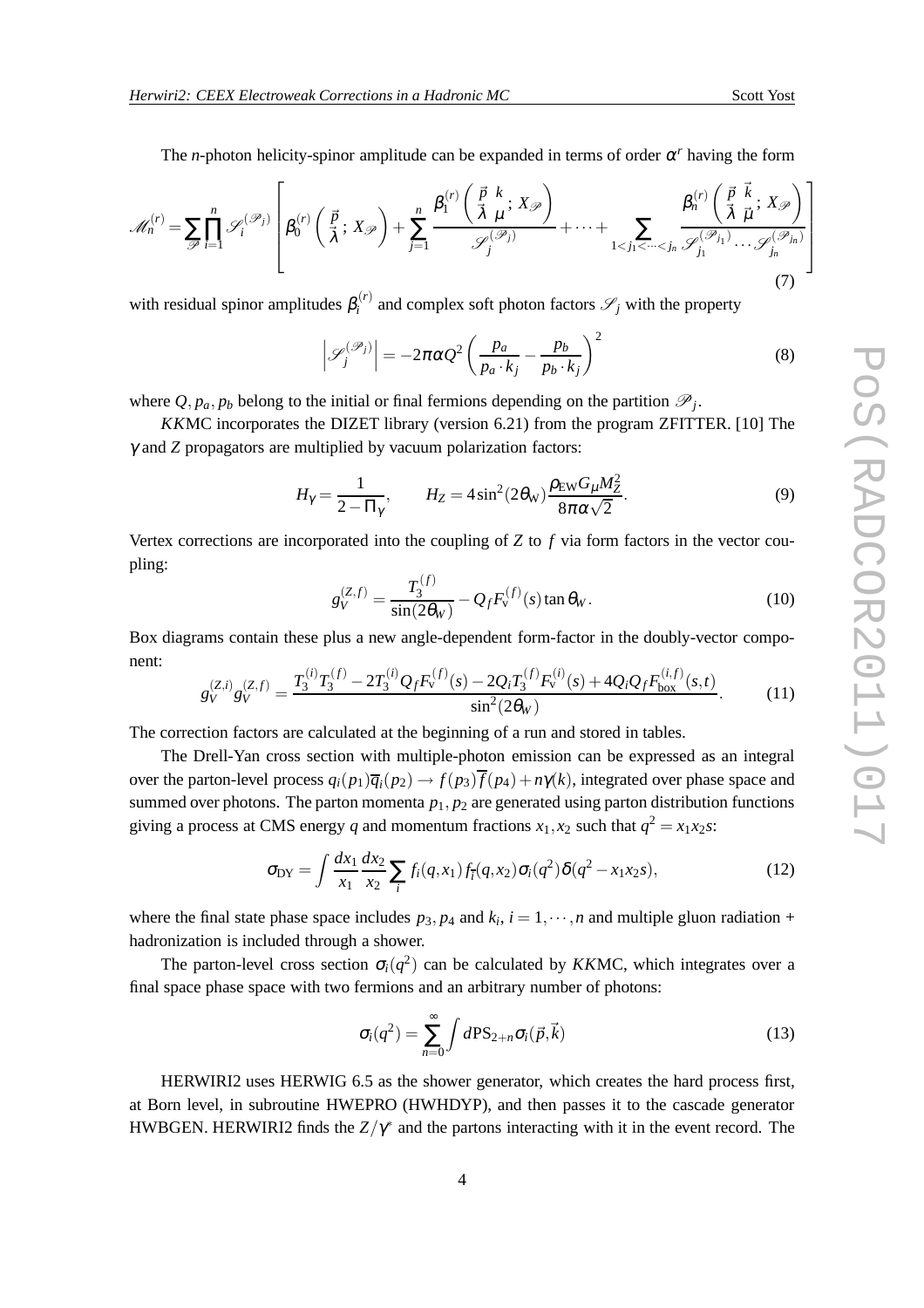The $n$-photon helicity-spinor amplitude can be expanded in terms of order $\alpha^r$ having the form

$$\mathscr{M}_n^{(r)} = \sum_{\mathscr{P}} \prod_{i=1}^{n} \mathscr{S}_i^{(\mathscr{P}_j)} \left[ \beta_0^{(r)}\left(\begin{matrix}\vec{p}\\ \vec{\lambda}\end{matrix}; X_{\mathscr{P}}\right) + \sum_{j=1}^{n} \frac{\beta_1^{(r)}\left(\begin{matrix}\vec{p} & k\\ \vec{\lambda} & \mu\end{matrix}; X_{\mathscr{P}}\right)}{\mathscr{S}_j^{(\mathscr{P}_j)}} + \cdots + \sum_{1<j_1<\cdots<j_n} \frac{\beta_n^{(r)}\left(\begin{matrix}\vec{p} & \vec{k}\\ \vec{\lambda} & \vec{\mu}\end{matrix}; X_{\mathscr{P}}\right)}{\mathscr{S}_{j_1}^{(\mathscr{P}_{j_1})}\cdots\mathscr{S}_{j_n}^{(\mathscr{P}_{j_n})}} \right] \tag{7}$$

with residual spinor amplitudes $\beta_i^{(r)}$ and complex soft photon factors $\mathscr{S}_j$ with the property

$$\left|\mathscr{S}_j^{(\mathscr{P}_j)}\right| = -2\pi\alpha Q^2 \left(\frac{p_a}{p_a \cdot k_j} - \frac{p_b}{p_b \cdot k_j}\right)^2 \tag{8}$$

where $Q, p_a, p_b$ belong to the initial or final fermions depending on the partition $\mathscr{P}_j$.

*KK*MC incorporates the DIZET library (version 6.21) from the program ZFITTER. [10] The $\gamma$ and $Z$ propagators are multiplied by vacuum polarization factors:

$$H_\gamma = \frac{1}{2-\Pi_\gamma}, \qquad H_Z = 4\sin^2(2\theta_W)\frac{\rho_{\rm EW} G_\mu M_Z^2}{8\pi\alpha\sqrt{2}}. \tag{9}$$

Vertex corrections are incorporated into the coupling of $Z$ to $f$ via form factors in the vector coupling:

$$g_V^{(Z,f)} = \frac{T_3^{(f)}}{\sin(2\theta_W)} - Q_f F_{\rm v}^{(f)}(s)\tan\theta_W. \tag{10}$$

Box diagrams contain these plus a new angle-dependent form-factor in the doubly-vector component:

$$g_V^{(Z,i)} g_V^{(Z,f)} = \frac{T_3^{(i)} T_3^{(f)} - 2T_3^{(i)} Q_f F_{\rm v}^{(f)}(s) - 2Q_i T_3^{(f)} F_{\rm v}^{(i)}(s) + 4Q_i Q_f F_{\rm box}^{(i,f)}(s,t)}{\sin^2(2\theta_W)}. \tag{11}$$

The correction factors are calculated at the beginning of a run and stored in tables.

The Drell-Yan cross section with multiple-photon emission can be expressed as an integral over the parton-level process $q_i(p_1)\overline{q}_i(p_2) \to f(p_3)\overline{f}(p_4) + n\gamma(k)$, integrated over phase space and summed over photons. The parton momenta $p_1, p_2$ are generated using parton distribution functions giving a process at CMS energy $q$ and momentum fractions $x_1, x_2$ such that $q^2 = x_1 x_2 s$:

$$\sigma_{\rm DY} = \int \frac{dx_1}{x_1}\frac{dx_2}{x_2} \sum_i f_i(q,x_1) f_{\bar{i}}(q,x_2) \sigma_i(q^2) \delta(q^2 - x_1 x_2 s), \tag{12}$$

where the final state phase space includes $p_3, p_4$ and $k_i$, $i = 1, \cdots, n$ and multiple gluon radiation + hadronization is included through a shower.

The parton-level cross section $\sigma_i(q^2)$ can be calculated by *KK*MC, which integrates over a final space phase space with two fermions and an arbitrary number of photons:

$$\sigma_i(q^2) = \sum_{n=0}^{\infty} \int d{\rm PS}_{2+n} \sigma_i(\vec{p}, \vec{k}) \tag{13}$$

HERWIRI2 uses HERWIG 6.5 as the shower generator, which creates the hard process first, at Born level, in subroutine HWEPRO (HWHDYP), and then passes it to the cascade generator HWBGEN. HERWIRI2 finds the $Z/\gamma^*$ and the partons interacting with it in the event record. The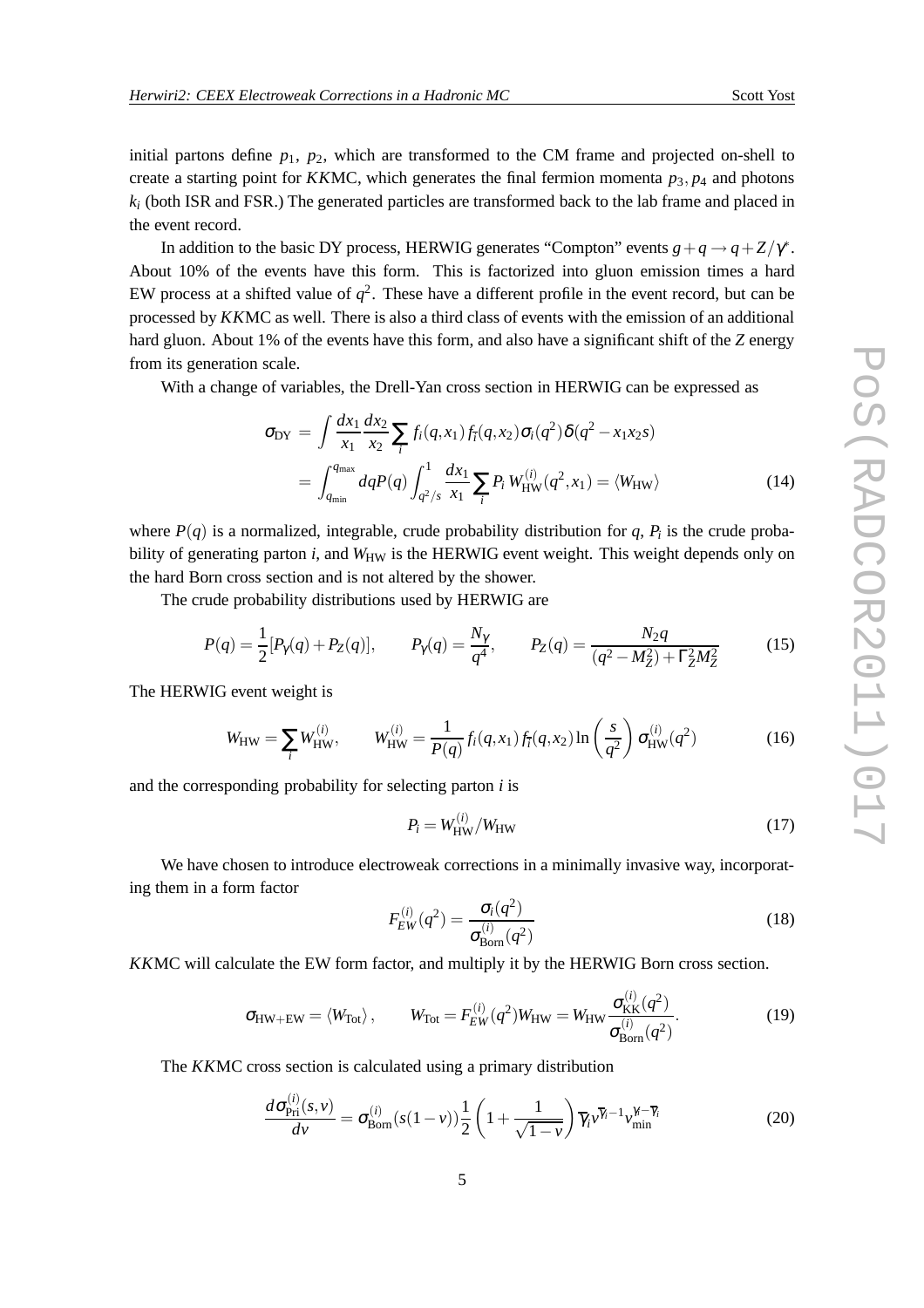initial partons define $p_1$, $p_2$, which are transformed to the CM frame and projected on-shell to create a starting point for *KK*MC, which generates the final fermion momenta $p_3, p_4$ and photons $k_i$ (both ISR and FSR.) The generated particles are transformed back to the lab frame and placed in the event record.

In addition to the basic DY process, HERWIG generates "Compton" events $g+q \to q+Z/\gamma^*$. About 10% of the events have this form. This is factorized into gluon emission times a hard EW process at a shifted value of $q^2$. These have a different profile in the event record, but can be processed by *KK*MC as well. There is also a third class of events with the emission of an additional hard gluon. About 1% of the events have this form, and also have a significant shift of the $Z$ energy from its generation scale.

With a change of variables, the Drell-Yan cross section in HERWIG can be expressed as

$$\begin{aligned}
\sigma_{\rm DY} &= \int \frac{dx_1}{x_1}\frac{dx_2}{x_2}\sum_i f_i(q,x_1)\, f_{\bar{i}}(q,x_2)\,\sigma_i(q^2)\,\delta(q^2 - x_1 x_2 s) \\
&= \int_{q_{\rm min}}^{q_{\rm max}} dq P(q) \int_{q^2/s}^{1} \frac{dx_1}{x_1}\sum_i P_i\, W_{\rm HW}^{(i)}(q^2,x_1) = \langle W_{\rm HW}\rangle
\end{aligned} \tag{14}$$

where $P(q)$ is a normalized, integrable, crude probability distribution for $q$, $P_i$ is the crude probability of generating parton $i$, and $W_{\rm HW}$ is the HERWIG event weight. This weight depends only on the hard Born cross section and is not altered by the shower.

The crude probability distributions used by HERWIG are

$$P(q) = \frac{1}{2}[P_\gamma(q) + P_Z(q)], \qquad P_\gamma(q) = \frac{N_\gamma}{q^4}, \qquad P_Z(q) = \frac{N_2 q}{(q^2 - M_Z^2) + \Gamma_Z^2 M_Z^2} \tag{15}$$

The HERWIG event weight is

$$W_{\rm HW} = \sum_i W_{\rm HW}^{(i)}, \qquad W_{\rm HW}^{(i)} = \frac{1}{P(q)} f_i(q,x_1)\, f_{\bar{i}}(q,x_2) \ln\left(\frac{s}{q^2}\right) \sigma_{\rm HW}^{(i)}(q^2) \tag{16}$$

and the corresponding probability for selecting parton $i$ is

$$P_i = W_{\rm HW}^{(i)}/W_{\rm HW} \tag{17}$$

We have chosen to introduce electroweak corrections in a minimally invasive way, incorporating them in a form factor

$$F_{EW}^{(i)}(q^2) = \frac{\sigma_i(q^2)}{\sigma_{\rm Born}^{(i)}(q^2)} \tag{18}$$

*KK*MC will calculate the EW form factor, and multiply it by the HERWIG Born cross section.

$$\sigma_{\rm HW+EW} = \langle W_{\rm Tot}\rangle, \qquad W_{\rm Tot} = F_{EW}^{(i)}(q^2) W_{\rm HW} = W_{\rm HW}\frac{\sigma_{\rm KK}^{(i)}(q^2)}{\sigma_{\rm Born}^{(i)}(q^2)}. \tag{19}$$

The *KK*MC cross section is calculated using a primary distribution

$$\frac{d\sigma_{\rm Pri}^{(i)}(s,v)}{dv} = \sigma_{\rm Born}^{(i)}(s(1-v))\frac{1}{2}\left(1 + \frac{1}{\sqrt{1-v}}\right)\overline{\gamma}_i v^{\overline{\gamma}_i - 1} v_{\rm min}^{\gamma_i - \overline{\gamma}_i} \tag{20}$$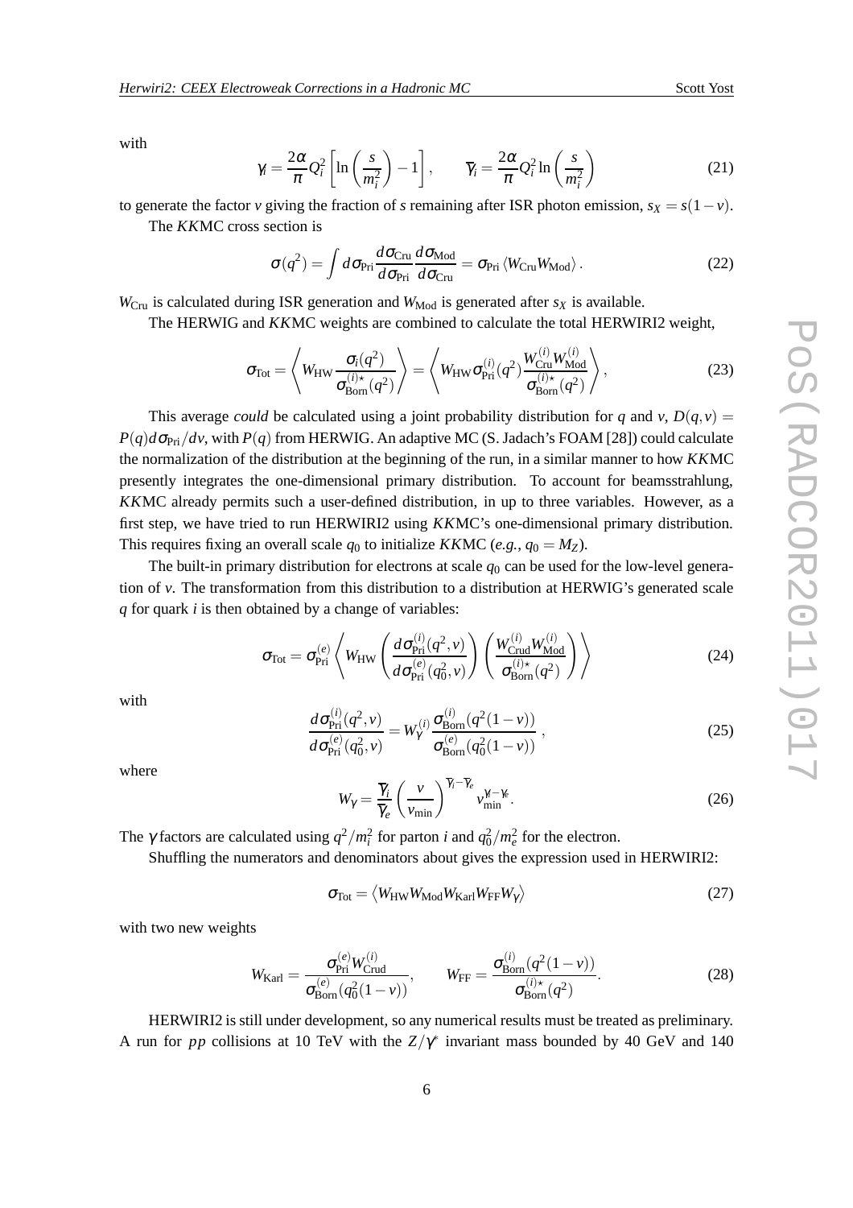with

$$\gamma_i = \frac{2\alpha}{\pi} Q_i^2 \left[ \ln\left(\frac{s}{m_i^2}\right) - 1 \right], \qquad \overline{\gamma}_i = \frac{2\alpha}{\pi} Q_i^2 \ln\left(\frac{s}{m_i^2}\right) \tag{21}$$

to generate the factor $v$ giving the fraction of $s$ remaining after ISR photon emission, $s_X = s(1-v)$.

The *KK*MC cross section is

$$\sigma(q^2) = \int d\sigma_{\rm Pri} \frac{d\sigma_{\rm Cru}}{d\sigma_{\rm Pri}} \frac{d\sigma_{\rm Mod}}{d\sigma_{\rm Cru}} = \sigma_{\rm Pri} \left\langle W_{\rm Cru} W_{\rm Mod} \right\rangle . \tag{22}$$

$W_{\rm Cru}$ is calculated during ISR generation and $W_{\rm Mod}$ is generated after $s_X$ is available.

The HERWIG and *KK*MC weights are combined to calculate the total HERWIRI2 weight,

$$\sigma_{\rm Tot} = \left\langle W_{\rm HW} \frac{\sigma_i(q^2)}{\sigma^{(i)\star}_{\rm Born}(q^2)} \right\rangle = \left\langle W_{\rm HW} \sigma^{(i)}_{\rm Pri}(q^2) \frac{W^{(i)}_{\rm Cru} W^{(i)}_{\rm Mod}}{\sigma^{(i)\star}_{\rm Born}(q^2)} \right\rangle , \tag{23}$$

This average *could* be calculated using a joint probability distribution for $q$ and $v$, $D(q,v) = P(q) d\sigma_{\rm Pri}/dv$, with $P(q)$ from HERWIG. An adaptive MC (S. Jadach's FOAM [28]) could calculate the normalization of the distribution at the beginning of the run, in a similar manner to how *KK*MC presently integrates the one-dimensional primary distribution. To account for beamsstrahlung, *KK*MC already permits such a user-defined distribution, in up to three variables. However, as a first step, we have tried to run HERWIRI2 using *KK*MC's one-dimensional primary distribution. This requires fixing an overall scale $q_0$ to initialize *KK*MC (*e.g.*, $q_0 = M_Z$).

The built-in primary distribution for electrons at scale $q_0$ can be used for the low-level generation of $v$. The transformation from this distribution to a distribution at HERWIG's generated scale $q$ for quark $i$ is then obtained by a change of variables:

$$\sigma_{\rm Tot} = \sigma^{(e)}_{\rm Pri} \left\langle W_{\rm HW} \left( \frac{d\sigma^{(i)}_{\rm Pri}(q^2,v)}{d\sigma^{(e)}_{\rm Pri}(q_0^2,v)} \right) \left( \frac{W^{(i)}_{\rm Crud} W^{(i)}_{\rm Mod}}{\sigma^{(i)\star}_{\rm Born}(q^2)} \right) \right\rangle \tag{24}$$

with

$$\frac{d\sigma^{(i)}_{\rm Pri}(q^2,v)}{d\sigma^{(e)}_{\rm Pri}(q_0^2,v)} = W^{(i)}_{\gamma} \frac{\sigma^{(i)}_{\rm Born}(q^2(1-v))}{\sigma^{(e)}_{\rm Born}(q_0^2(1-v))} , \tag{25}$$

where

$$W_\gamma = \frac{\overline{\gamma}_i}{\overline{\gamma}_e} \left(\frac{v}{v_{\rm min}}\right)^{\overline{\gamma}_i - \overline{\gamma}_e} v_{\rm min}^{\gamma_i - \gamma_e} . \tag{26}$$

The $\gamma$ factors are calculated using $q^2/m_i^2$ for parton $i$ and $q_0^2/m_e^2$ for the electron.

Shuffling the numerators and denominators about gives the expression used in HERWIRI2:

$$\sigma_{\rm Tot} = \left\langle W_{\rm HW} W_{\rm Mod} W_{\rm Karl} W_{\rm FF} W_\gamma \right\rangle \tag{27}$$

with two new weights

$$W_{\rm Karl} = \frac{\sigma^{(e)}_{\rm Pri} W^{(i)}_{\rm Crud}}{\sigma^{(e)}_{\rm Born}(q_0^2(1-v))}, \qquad W_{\rm FF} = \frac{\sigma^{(i)}_{\rm Born}(q^2(1-v))}{\sigma^{(i)\star}_{\rm Born}(q^2)} . \tag{28}$$

HERWIRI2 is still under development, so any numerical results must be treated as preliminary. A run for $pp$ collisions at 10 TeV with the $Z/\gamma^*$ invariant mass bounded by 40 GeV and 140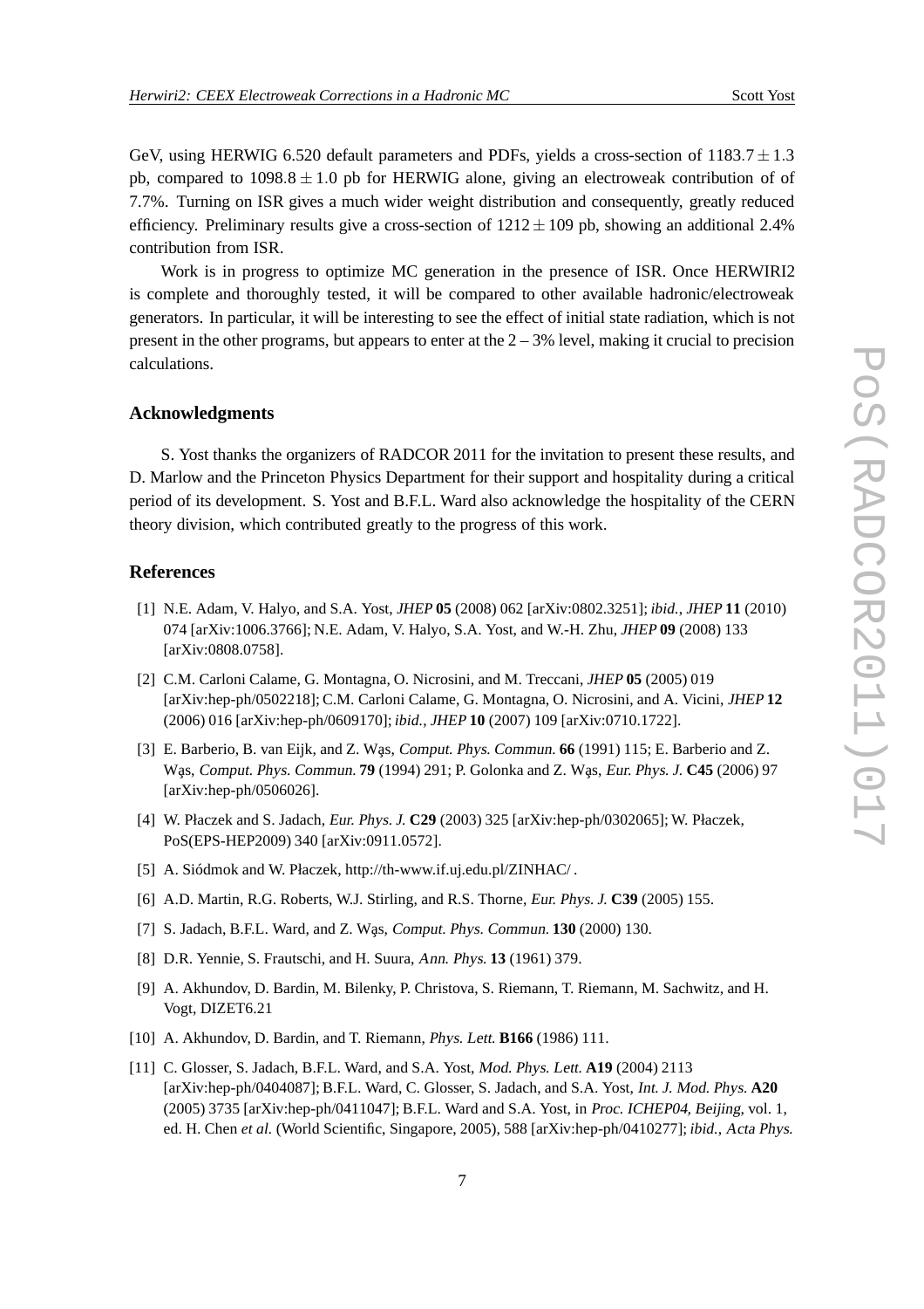GeV, using HERWIG 6.520 default parameters and PDFs, yields a cross-section of $1183.7 \pm 1.3$ pb, compared to $1098.8 \pm 1.0$ pb for HERWIG alone, giving an electroweak contribution of of 7.7%. Turning on ISR gives a much wider weight distribution and consequently, greatly reduced efficiency. Preliminary results give a cross-section of $1212 \pm 109$ pb, showing an additional 2.4% contribution from ISR.

Work is in progress to optimize MC generation in the presence of ISR. Once HERWIRI2 is complete and thoroughly tested, it will be compared to other available hadronic/electroweak generators. In particular, it will be interesting to see the effect of initial state radiation, which is not present in the other programs, but appears to enter at the 2 – 3% level, making it crucial to precision calculations.

## Acknowledgments

S. Yost thanks the organizers of RADCOR 2011 for the invitation to present these results, and D. Marlow and the Princeton Physics Department for their support and hospitality during a critical period of its development. S. Yost and B.F.L. Ward also acknowledge the hospitality of the CERN theory division, which contributed greatly to the progress of this work.

## References

[1] N.E. Adam, V. Halyo, and S.A. Yost, *JHEP* **05** (2008) 062 [arXiv:0802.3251]; *ibid.*, *JHEP* **11** (2010) 074 [arXiv:1006.3766]; N.E. Adam, V. Halyo, S.A. Yost, and W.-H. Zhu, *JHEP* **09** (2008) 133 [arXiv:0808.0758].

[2] C.M. Carloni Calame, G. Montagna, O. Nicrosini, and M. Treccani, *JHEP* **05** (2005) 019 [arXiv:hep-ph/0502218]; C.M. Carloni Calame, G. Montagna, O. Nicrosini, and A. Vicini, *JHEP* **12** (2006) 016 [arXiv:hep-ph/0609170]; *ibid.*, *JHEP* **10** (2007) 109 [arXiv:0710.1722].

[3] E. Barberio, B. van Eijk, and Z. Wąs, *Comput. Phys. Commun.* **66** (1991) 115; E. Barberio and Z. Wąs, *Comput. Phys. Commun.* **79** (1994) 291; P. Golonka and Z. Wąs, *Eur. Phys. J.* **C45** (2006) 97 [arXiv:hep-ph/0506026].

[4] W. Płaczek and S. Jadach, *Eur. Phys. J.* **C29** (2003) 325 [arXiv:hep-ph/0302065]; W. Płaczek, PoS(EPS-HEP2009) 340 [arXiv:0911.0572].

[5] A. Siódmok and W. Płaczek, http://th-www.if.uj.edu.pl/ZINHAC/ .

[6] A.D. Martin, R.G. Roberts, W.J. Stirling, and R.S. Thorne, *Eur. Phys. J.* **C39** (2005) 155.

[7] S. Jadach, B.F.L. Ward, and Z. Wąs, *Comput. Phys. Commun.* **130** (2000) 130.

[8] D.R. Yennie, S. Frautschi, and H. Suura, *Ann. Phys.* **13** (1961) 379.

[9] A. Akhundov, D. Bardin, M. Bilenky, P. Christova, S. Riemann, T. Riemann, M. Sachwitz, and H. Vogt, DIZET6.21

[10] A. Akhundov, D. Bardin, and T. Riemann, *Phys. Lett.* **B166** (1986) 111.

[11] C. Glosser, S. Jadach, B.F.L. Ward, and S.A. Yost, *Mod. Phys. Lett.* **A19** (2004) 2113 [arXiv:hep-ph/0404087]; B.F.L. Ward, C. Glosser, S. Jadach, and S.A. Yost, *Int. J. Mod. Phys.* **A20** (2005) 3735 [arXiv:hep-ph/0411047]; B.F.L. Ward and S.A. Yost, in *Proc. ICHEP04, Beijing*, vol. 1, ed. H. Chen *et al.* (World Scientific, Singapore, 2005), 588 [arXiv:hep-ph/0410277]; *ibid.*, *Acta Phys.*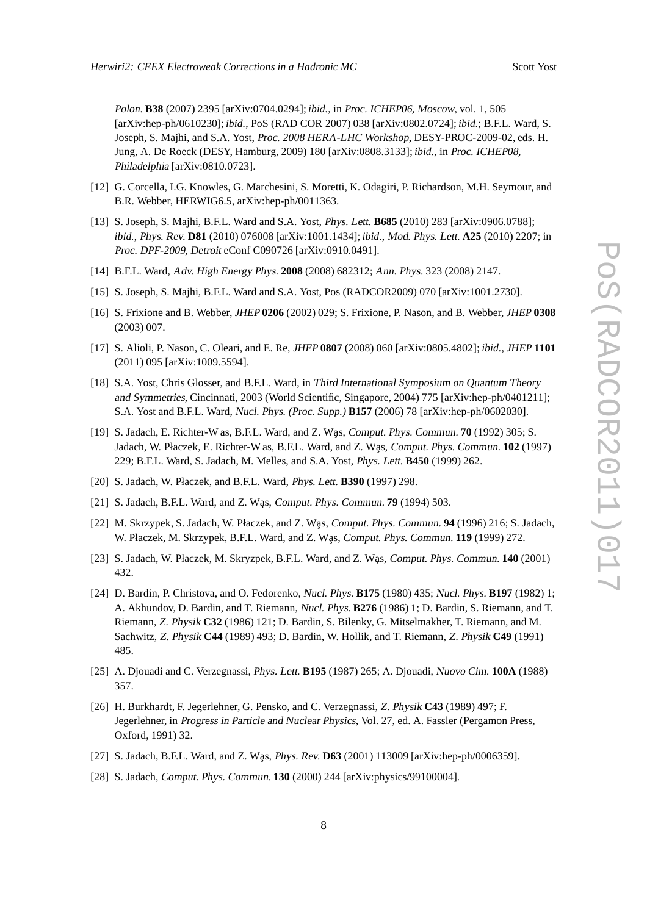*Polon.* **B38** (2007) 2395 [arXiv:0704.0294]; *ibid.*, in *Proc. ICHEP06, Moscow*, vol. 1, 505 [arXiv:hep-ph/0610230]; *ibid.*, PoS (RAD COR 2007) 038 [arXiv:0802.0724]; *ibid.*; B.F.L. Ward, S. Joseph, S. Majhi, and S.A. Yost, *Proc. 2008 HERA-LHC Workshop*, DESY-PROC-2009-02, eds. H. Jung, A. De Roeck (DESY, Hamburg, 2009) 180 [arXiv:0808.3133]; *ibid.*, in *Proc. ICHEP08, Philadelphia* [arXiv:0810.0723].

[12] G. Corcella, I.G. Knowles, G. Marchesini, S. Moretti, K. Odagiri, P. Richardson, M.H. Seymour, and B.R. Webber, HERWIG6.5, arXiv:hep-ph/0011363.

[13] S. Joseph, S. Majhi, B.F.L. Ward and S.A. Yost, *Phys. Lett.* **B685** (2010) 283 [arXiv:0906.0788]; *ibid.*, *Phys. Rev.* **D81** (2010) 076008 [arXiv:1001.1434]; *ibid.*, *Mod. Phys. Lett.* **A25** (2010) 2207; in *Proc. DPF-2009, Detroit* eConf C090726 [arXiv:0910.0491].

[14] B.F.L. Ward, *Adv. High Energy Phys.* **2008** (2008) 682312; *Ann. Phys.* 323 (2008) 2147.

[15] S. Joseph, S. Majhi, B.F.L. Ward and S.A. Yost, Pos (RADCOR2009) 070 [arXiv:1001.2730].

[16] S. Frixione and B. Webber, *JHEP* **0206** (2002) 029; S. Frixione, P. Nason, and B. Webber, *JHEP* **0308** (2003) 007.

[17] S. Alioli, P. Nason, C. Oleari, and E. Re, *JHEP* **0807** (2008) 060 [arXiv:0805.4802]; *ibid.*, *JHEP* **1101** (2011) 095 [arXiv:1009.5594].

[18] S.A. Yost, Chris Glosser, and B.F.L. Ward, in *Third International Symposium on Quantum Theory and Symmetries*, Cincinnati, 2003 (World Scientific, Singapore, 2004) 775 [arXiv:hep-ph/0401211]; S.A. Yost and B.F.L. Ward, *Nucl. Phys. (Proc. Supp.)* **B157** (2006) 78 [arXiv:hep-ph/0602030].

[19] S. Jadach, E. Richter-W as, B.F.L. Ward, and Z. Wąs, *Comput. Phys. Commun.* **70** (1992) 305; S. Jadach, W. Płaczek, E. Richter-W as, B.F.L. Ward, and Z. Wąs, *Comput. Phys. Commun.* **102** (1997) 229; B.F.L. Ward, S. Jadach, M. Melles, and S.A. Yost, *Phys. Lett.* **B450** (1999) 262.

[20] S. Jadach, W. Płaczek, and B.F.L. Ward, *Phys. Lett.* **B390** (1997) 298.

[21] S. Jadach, B.F.L. Ward, and Z. Wąs, *Comput. Phys. Commun.* **79** (1994) 503.

[22] M. Skrzypek, S. Jadach, W. Płaczek, and Z. Wąs, *Comput. Phys. Commun.* **94** (1996) 216; S. Jadach, W. Płaczek, M. Skrzypek, B.F.L. Ward, and Z. Wąs, *Comput. Phys. Commun.* **119** (1999) 272.

[23] S. Jadach, W. Płaczek, M. Skryzpek, B.F.L. Ward, and Z. Wąs, *Comput. Phys. Commun.* **140** (2001) 432.

[24] D. Bardin, P. Christova, and O. Fedorenko, *Nucl. Phys.* **B175** (1980) 435; *Nucl. Phys.* **B197** (1982) 1; A. Akhundov, D. Bardin, and T. Riemann, *Nucl. Phys.* **B276** (1986) 1; D. Bardin, S. Riemann, and T. Riemann, *Z. Physik* **C32** (1986) 121; D. Bardin, S. Bilenky, G. Mitselmakher, T. Riemann, and M. Sachwitz, *Z. Physik* **C44** (1989) 493; D. Bardin, W. Hollik, and T. Riemann, *Z. Physik* **C49** (1991) 485.

[25] A. Djouadi and C. Verzegnassi, *Phys. Lett.* **B195** (1987) 265; A. Djouadi, *Nuovo Cim.* **100A** (1988) 357.

[26] H. Burkhardt, F. Jegerlehner, G. Pensko, and C. Verzegnassi, *Z. Physik* **C43** (1989) 497; F. Jegerlehner, in *Progress in Particle and Nuclear Physics*, Vol. 27, ed. A. Fassler (Pergamon Press, Oxford, 1991) 32.

[27] S. Jadach, B.F.L. Ward, and Z. Wąs, *Phys. Rev.* **D63** (2001) 113009 [arXiv:hep-ph/0006359].

[28] S. Jadach, *Comput. Phys. Commun.* **130** (2000) 244 [arXiv:physics/99100004].